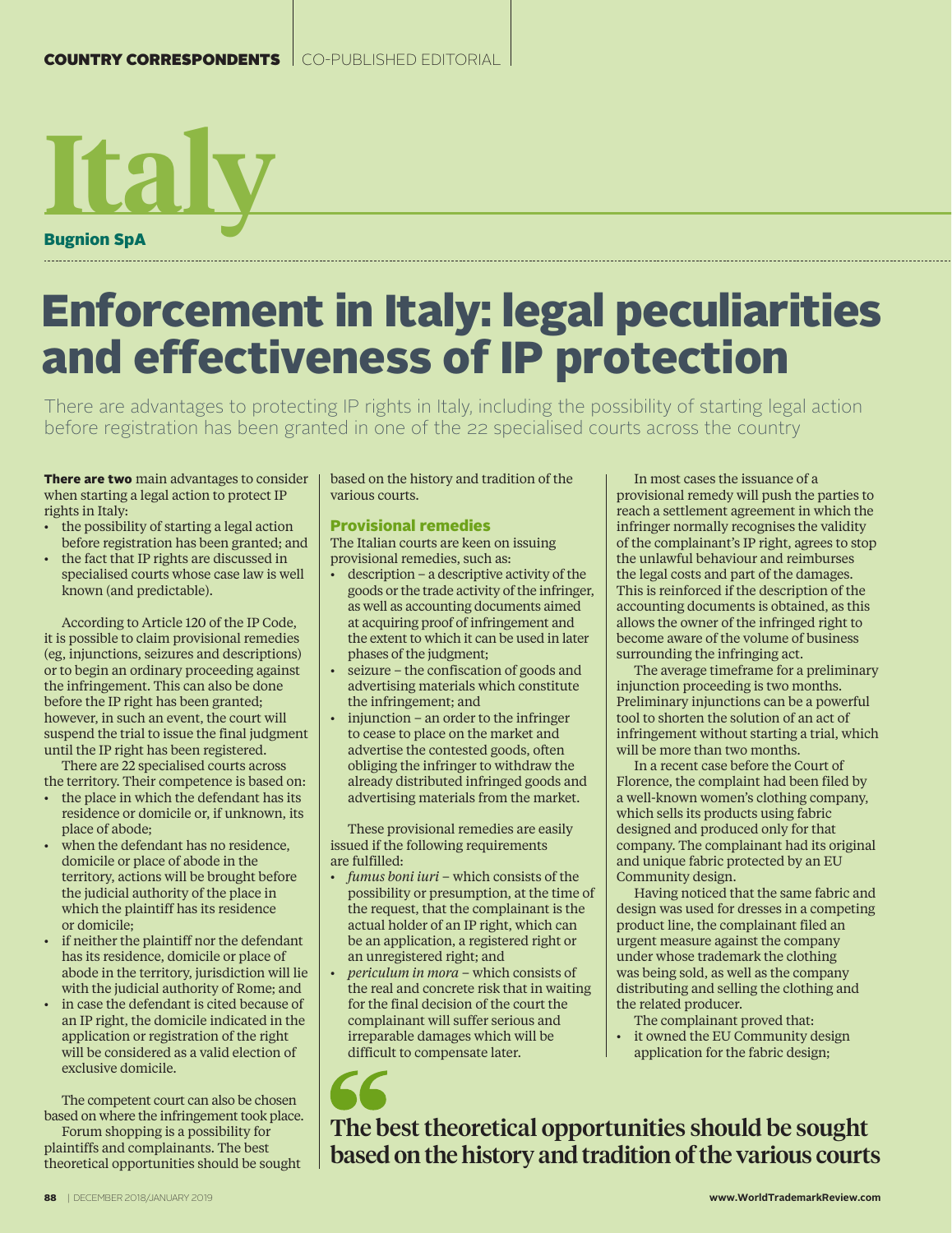COUNTRY CORRESPONDENTS | CO-PUBLISHED EDITORIAL

# Italy

**Bugnion SpA**

## Enforcement in Italy: legal peculiarities and effectiveness of IP protection

There are advantages to protecting IP rights in Italy, including the possibility of starting legal action before registration has been granted in one of the 22 specialised courts across the country

**There are two** main advantages to consider when starting a legal action to protect IP rights in Italy:

- the possibility of starting a legal action before registration has been granted; and
- the fact that IP rights are discussed in specialised courts whose case law is well known (and predictable).

According to Article 120 of the IP Code, it is possible to claim provisional remedies (eg, injunctions, seizures and descriptions) or to begin an ordinary proceeding against the infringement. This can also be done before the IP right has been granted; however, in such an event, the court will suspend the trial to issue the final judgment until the IP right has been registered.

There are 22 specialised courts across the territory. Their competence is based on:

- the place in which the defendant has its residence or domicile or, if unknown, its place of abode;
- when the defendant has no residence, domicile or place of abode in the territory, actions will be brought before the judicial authority of the place in which the plaintiff has its residence or domicile;
- if neither the plaintiff nor the defendant has its residence, domicile or place of abode in the territory, jurisdiction will lie with the judicial authority of Rome; and
- in case the defendant is cited because of an IP right, the domicile indicated in the application or registration of the right will be considered as a valid election of exclusive domicile.

The competent court can also be chosen based on where the infringement took place.

Forum shopping is a possibility for plaintiffs and complainants. The best theoretical opportunities should be sought based on the history and tradition of the various courts.

### Provisional remedies

The Italian courts are keen on issuing provisional remedies, such as:

- description – a descriptive activity of the goods or the trade activity of the infringer, as well as accounting documents aimed at acquiring proof of infringement and the extent to which it can be used in later phases of the judgment;
- seizure – the confiscation of goods and advertising materials which constitute the infringement; and
- injunction – an order to the infringer to cease to place on the market and advertise the contested goods, often obliging the infringer to withdraw the already distributed infringed goods and advertising materials from the market.

These provisional remedies are easily issued if the following requirements are fulfilled:

- *fumus boni iuri* – which consists of the possibility or presumption, at the time of the request, that the complainant is the actual holder of an IP right, which can be an application, a registered right or an unregistered right; and
- *periculum in mora* – which consists of the real and concrete risk that in waiting for the final decision of the court the complainant will suffer serious and irreparable damages which will be difficult to compensate later.

In most cases the issuance of a provisional remedy will push the parties to reach a settlement agreement in which the infringer normally recognises the validity of the complainant's IP right, agrees to stop the unlawful behaviour and reimburses the legal costs and part of the damages. This is reinforced if the description of the accounting documents is obtained, as this allows the owner of the infringed right to become aware of the volume of business surrounding the infringing act.

The average timeframe for a preliminary injunction proceeding is two months. Preliminary injunctions can be a powerful tool to shorten the solution of an act of infringement without starting a trial, which will be more than two months.

In a recent case before the Court of Florence, the complaint had been filed by a well-known women's clothing company, which sells its products using fabric designed and produced only for that company. The complainant had its original and unique fabric protected by an EU Community design.

Having noticed that the same fabric and design was used for dresses in a competing product line, the complainant filed an urgent measure against the company under whose trademark the clothing was being sold, as well as the company distributing and selling the clothing and the related producer.

The complainant proved that:

- it owned the EU Community design application for the fabric design;

> **The best theoretical opportunities should be sought based on the history and tradition of the various courts**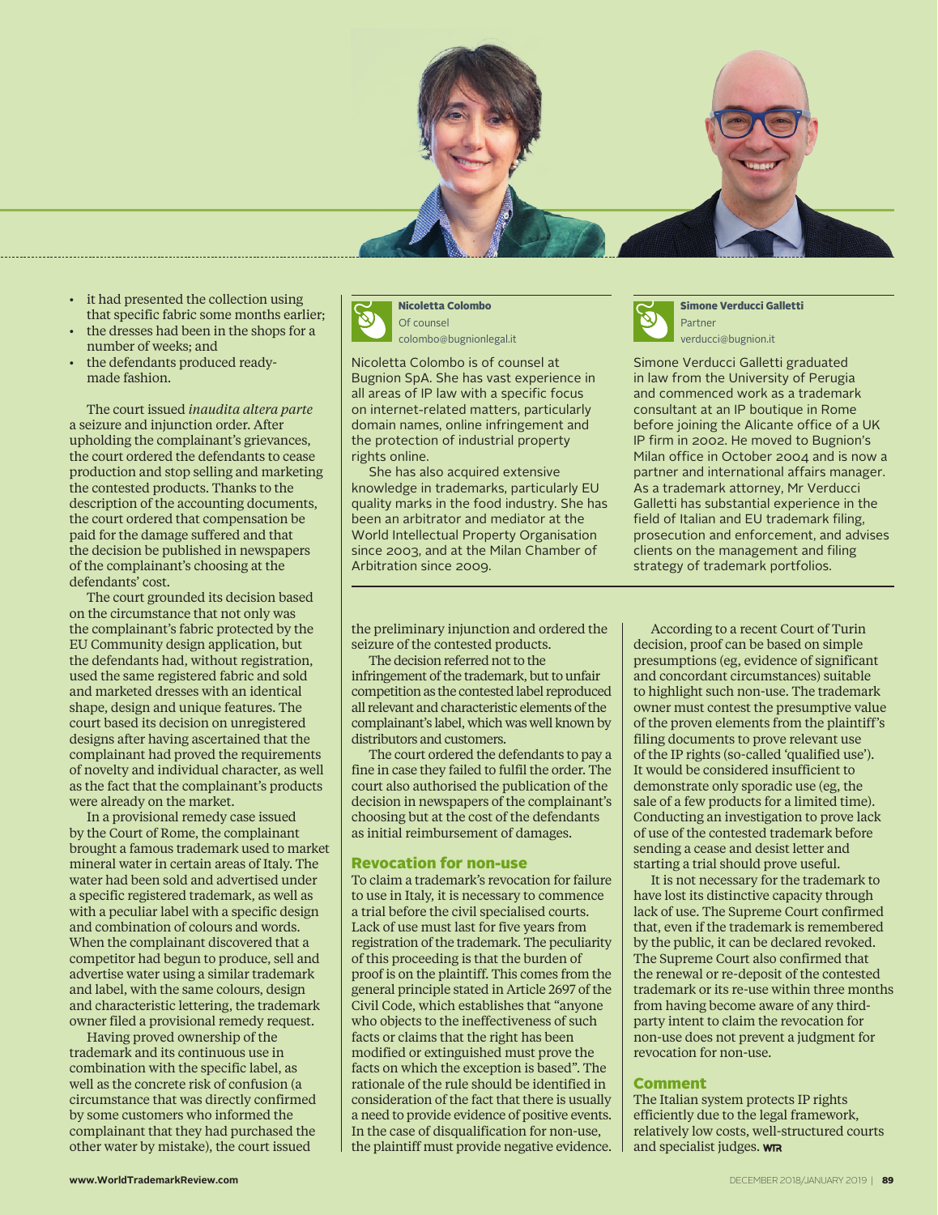- it had presented the collection using that specific fabric some months earlier;
- the dresses had been in the shops for a number of weeks; and
- the defendants produced ready-made fashion.

The court issued *inaudita altera parte* a seizure and injunction order. After upholding the complainant's grievances, the court ordered the defendants to cease production and stop selling and marketing the contested products. Thanks to the description of the accounting documents, the court ordered that compensation be paid for the damage suffered and that the decision be published in newspapers of the complainant's choosing at the defendants' cost.

The court grounded its decision based on the circumstance that not only was the complainant's fabric protected by the EU Community design application, but the defendants had, without registration, used the same registered fabric and sold and marketed dresses with an identical shape, design and unique features. The court based its decision on unregistered designs after having ascertained that the complainant had proved the requirements of novelty and individual character, as well as the fact that the complainant's products were already on the market.

In a provisional remedy case issued by the Court of Rome, the complainant brought a famous trademark used to market mineral water in certain areas of Italy. The water had been sold and advertised under a specific registered trademark, as well as with a peculiar label with a specific design and combination of colours and words. When the complainant discovered that a competitor had begun to produce, sell and advertise water using a similar trademark and label, with the same colours, design and characteristic lettering, the trademark owner filed a provisional remedy request.

Having proved ownership of the trademark and its continuous use in combination with the specific label, as well as the concrete risk of confusion (a circumstance that was directly confirmed by some customers who informed the complainant that they had purchased the other water by mistake), the court issued the preliminary injunction and ordered the seizure of the contested products.

The decision referred not to the infringement of the trademark, but to unfair competition as the contested label reproduced all relevant and characteristic elements of the complainant's label, which was well known by distributors and customers.

The court ordered the defendants to pay a fine in case they failed to fulfil the order. The court also authorised the publication of the decision in newspapers of the complainant's choosing but at the cost of the defendants as initial reimbursement of damages.

## Revocation for non-use

To claim a trademark's revocation for failure to use in Italy, it is necessary to commence a trial before the civil specialised courts. Lack of use must last for five years from registration of the trademark. The peculiarity of this proceeding is that the burden of proof is on the plaintiff. This comes from the general principle stated in Article 2697 of the Civil Code, which establishes that "anyone who objects to the ineffectiveness of such facts or claims that the right has been modified or extinguished must prove the facts on which the exception is based". The rationale of the rule should be identified in consideration of the fact that there is usually a need to provide evidence of positive events. In the case of disqualification for non-use, the plaintiff must provide negative evidence.

According to a recent Court of Turin decision, proof can be based on simple presumptions (eg, evidence of significant and concordant circumstances) suitable to highlight such non-use. The trademark owner must contest the presumptive value of the proven elements from the plaintiff's filing documents to prove relevant use of the IP rights (so-called 'qualified use'). It would be considered insufficient to demonstrate only sporadic use (eg, the sale of a few products for a limited time). Conducting an investigation to prove lack of use of the contested trademark before sending a cease and desist letter and starting a trial should prove useful.

It is not necessary for the trademark to have lost its distinctive capacity through lack of use. The Supreme Court confirmed that, even if the trademark is remembered by the public, it can be declared revoked. The Supreme Court also confirmed that the renewal or re-deposit of the contested trademark or its re-use within three months from having become aware of any third-party intent to claim the revocation for non-use does not prevent a judgment for revocation for non-use.

## Comment

The Italian system protects IP rights efficiently due to the legal framework, relatively low costs, well-structured courts and specialist judges.

**Nicoletta Colombo**
Of counsel
colombo@bugnionlegal.it

Nicoletta Colombo is of counsel at Bugnion SpA. She has vast experience in all areas of IP law with a specific focus on internet-related matters, particularly domain names, online infringement and the protection of industrial property rights online.

She has also acquired extensive knowledge in trademarks, particularly EU quality marks in the food industry. She has been an arbitrator and mediator at the World Intellectual Property Organisation since 2003, and at the Milan Chamber of Arbitration since 2009.

**Simone Verducci Galletti**
Partner
verducci@bugnion.it

Simone Verducci Galletti graduated in law from the University of Perugia and commenced work as a trademark consultant at an IP boutique in Rome before joining the Alicante office of a UK IP firm in 2002. He moved to Bugnion's Milan office in October 2004 and is now a partner and international affairs manager. As a trademark attorney, Mr Verducci Galletti has substantial experience in the field of Italian and EU trademark filing, prosecution and enforcement, and advises clients on the management and filing strategy of trademark portfolios.